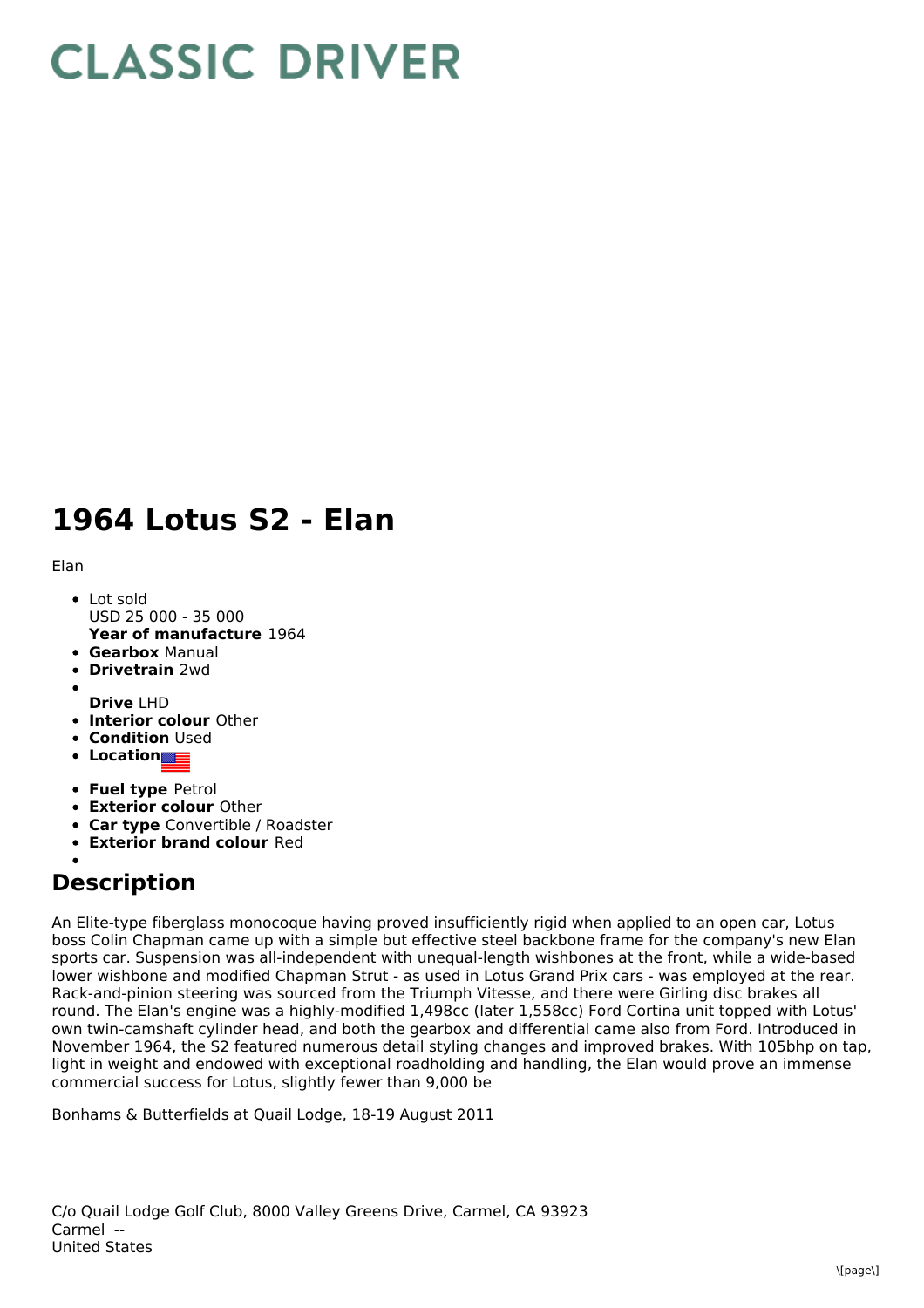# CLASSIC DRIVER

# 1964 Lotus S2 - Elan

Elan

- Lot sold
  USD 25 000 - 35 000
  **Year of manufacture** 1964
- **Gearbox** Manual
- **Drivetrain** 2wd
- 
  **Drive** LHD
- **Interior colour** Other
- **Condition** Used
- **Location**
- **Fuel type** Petrol
- **Exterior colour** Other
- **Car type** Convertible / Roadster
- **Exterior brand colour** Red
- 

## Description

An Elite-type fiberglass monocoque having proved insufficiently rigid when applied to an open car, Lotus boss Colin Chapman came up with a simple but effective steel backbone frame for the company's new Elan sports car. Suspension was all-independent with unequal-length wishbones at the front, while a wide-based lower wishbone and modified Chapman Strut - as used in Lotus Grand Prix cars - was employed at the rear. Rack-and-pinion steering was sourced from the Triumph Vitesse, and there were Girling disc brakes all round. The Elan's engine was a highly-modified 1,498cc (later 1,558cc) Ford Cortina unit topped with Lotus' own twin-camshaft cylinder head, and both the gearbox and differential came also from Ford. Introduced in November 1964, the S2 featured numerous detail styling changes and improved brakes. With 105bhp on tap, light in weight and endowed with exceptional roadholding and handling, the Elan would prove an immense commercial success for Lotus, slightly fewer than 9,000 be

Bonhams & Butterfields at Quail Lodge, 18-19 August 2011

C/o Quail Lodge Golf Club, 8000 Valley Greens Drive, Carmel, CA 93923
Carmel --
United States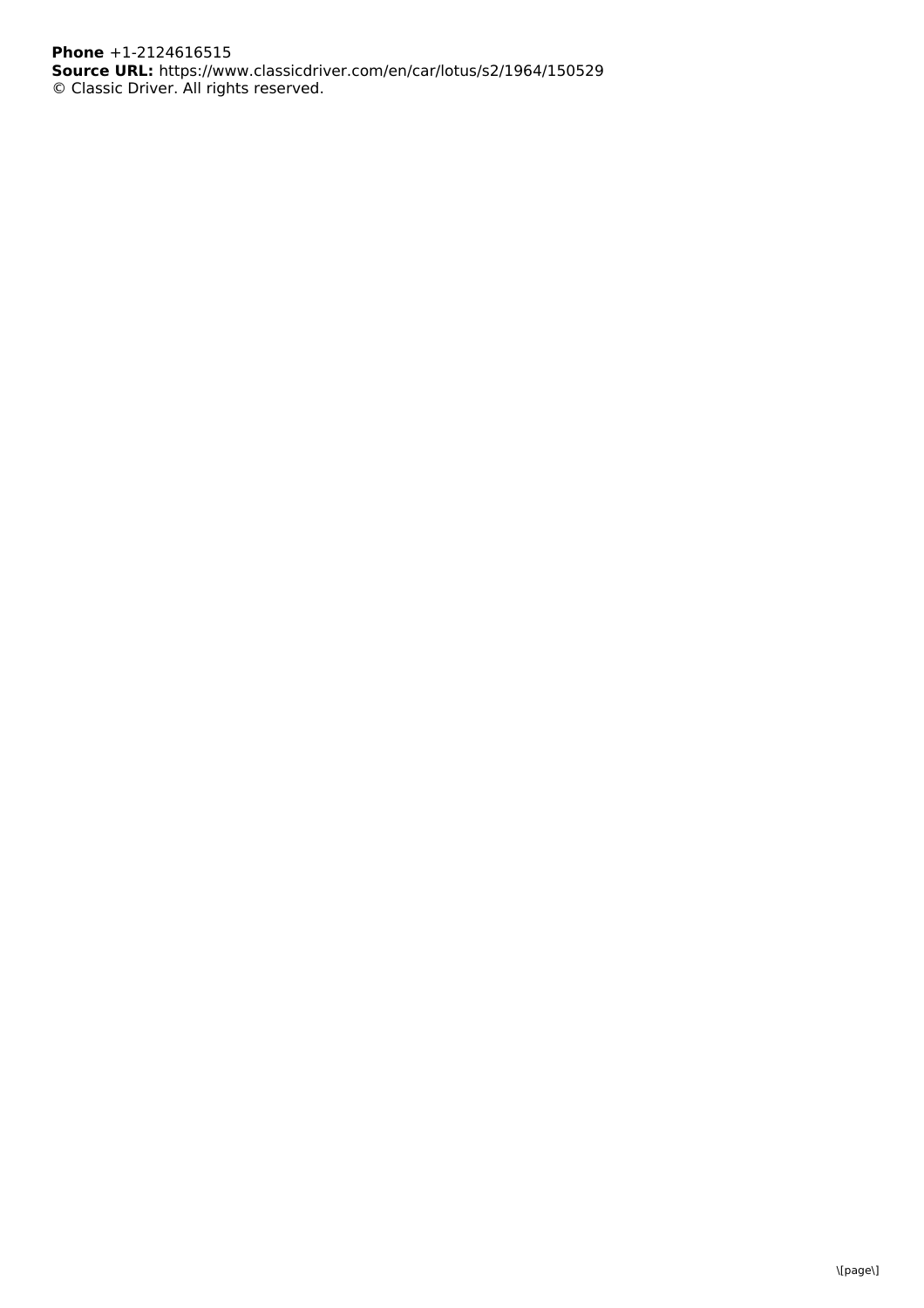**Phone** +1-2124616515
**Source URL:** https://www.classicdriver.com/en/car/lotus/s2/1964/150529
© Classic Driver. All rights reserved.